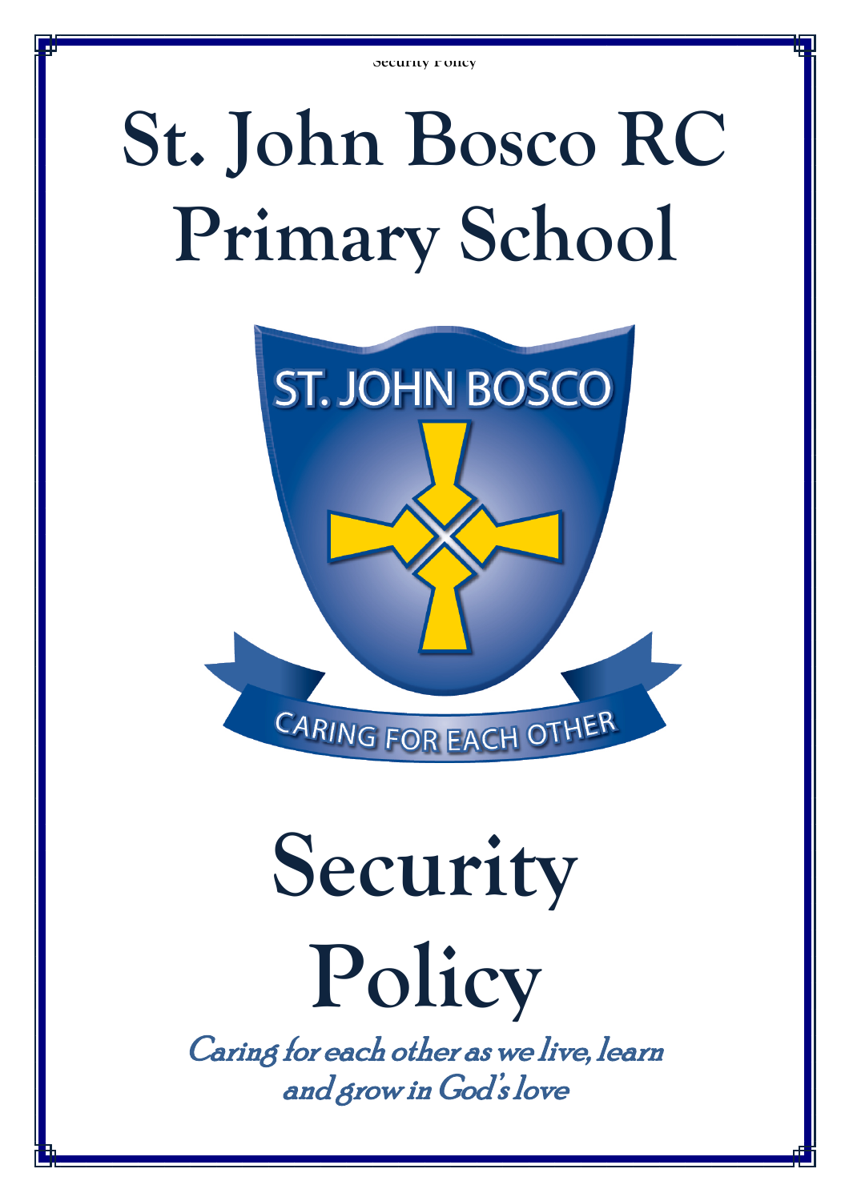# St. John Bosco RC Primary School

# Security Policy

*Caring for each other as we live, learn and grow in God's love*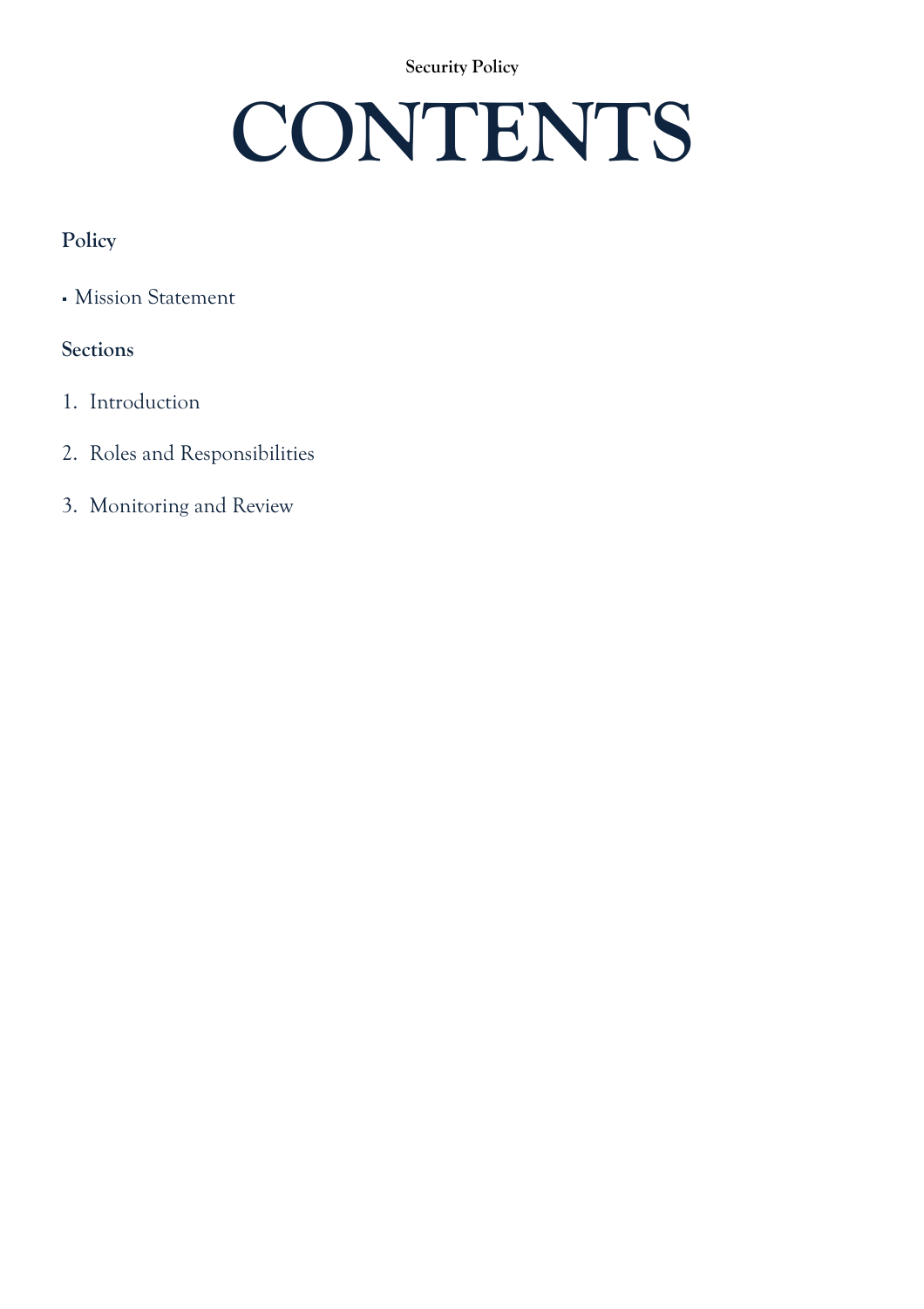Security Policy

# CONTENTS

### Policy

- Mission Statement

### Sections

1. Introduction
2. Roles and Responsibilities
3. Monitoring and Review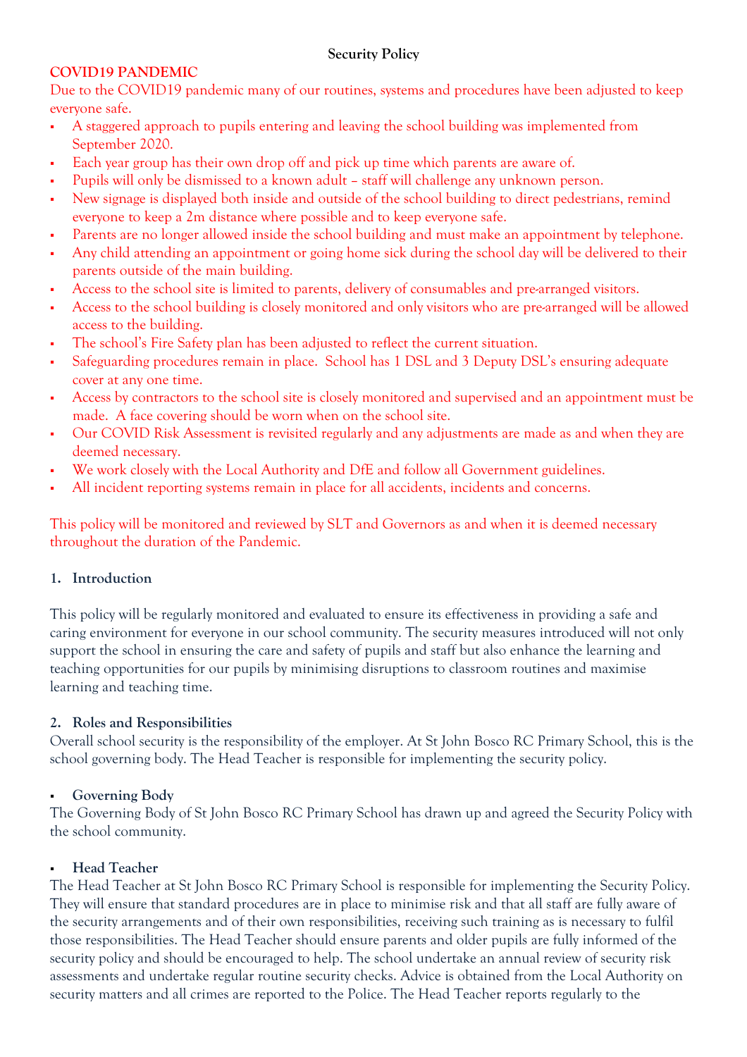**Security Policy**

**COVID19 PANDEMIC**

Due to the COVID19 pandemic many of our routines, systems and procedures have been adjusted to keep everyone safe.

- A staggered approach to pupils entering and leaving the school building was implemented from September 2020.
- Each year group has their own drop off and pick up time which parents are aware of.
- Pupils will only be dismissed to a known adult – staff will challenge any unknown person.
- New signage is displayed both inside and outside of the school building to direct pedestrians, remind everyone to keep a 2m distance where possible and to keep everyone safe.
- Parents are no longer allowed inside the school building and must make an appointment by telephone.
- Any child attending an appointment or going home sick during the school day will be delivered to their parents outside of the main building.
- Access to the school site is limited to parents, delivery of consumables and pre-arranged visitors.
- Access to the school building is closely monitored and only visitors who are pre-arranged will be allowed access to the building.
- The school's Fire Safety plan has been adjusted to reflect the current situation.
- Safeguarding procedures remain in place. School has 1 DSL and 3 Deputy DSL's ensuring adequate cover at any one time.
- Access by contractors to the school site is closely monitored and supervised and an appointment must be made. A face covering should be worn when on the school site.
- Our COVID Risk Assessment is revisited regularly and any adjustments are made as and when they are deemed necessary.
- We work closely with the Local Authority and DfE and follow all Government guidelines.
- All incident reporting systems remain in place for all accidents, incidents and concerns.

This policy will be monitored and reviewed by SLT and Governors as and when it is deemed necessary throughout the duration of the Pandemic.

## 1. Introduction

This policy will be regularly monitored and evaluated to ensure its effectiveness in providing a safe and caring environment for everyone in our school community. The security measures introduced will not only support the school in ensuring the care and safety of pupils and staff but also enhance the learning and teaching opportunities for our pupils by minimising disruptions to classroom routines and maximise learning and teaching time.

## 2. Roles and Responsibilities

Overall school security is the responsibility of the employer. At St John Bosco RC Primary School, this is the school governing body. The Head Teacher is responsible for implementing the security policy.

- **Governing Body**

The Governing Body of St John Bosco RC Primary School has drawn up and agreed the Security Policy with the school community.

- **Head Teacher**

The Head Teacher at St John Bosco RC Primary School is responsible for implementing the Security Policy. They will ensure that standard procedures are in place to minimise risk and that all staff are fully aware of the security arrangements and of their own responsibilities, receiving such training as is necessary to fulfil those responsibilities. The Head Teacher should ensure parents and older pupils are fully informed of the security policy and should be encouraged to help. The school undertake an annual review of security risk assessments and undertake regular routine security checks. Advice is obtained from the Local Authority on security matters and all crimes are reported to the Police. The Head Teacher reports regularly to the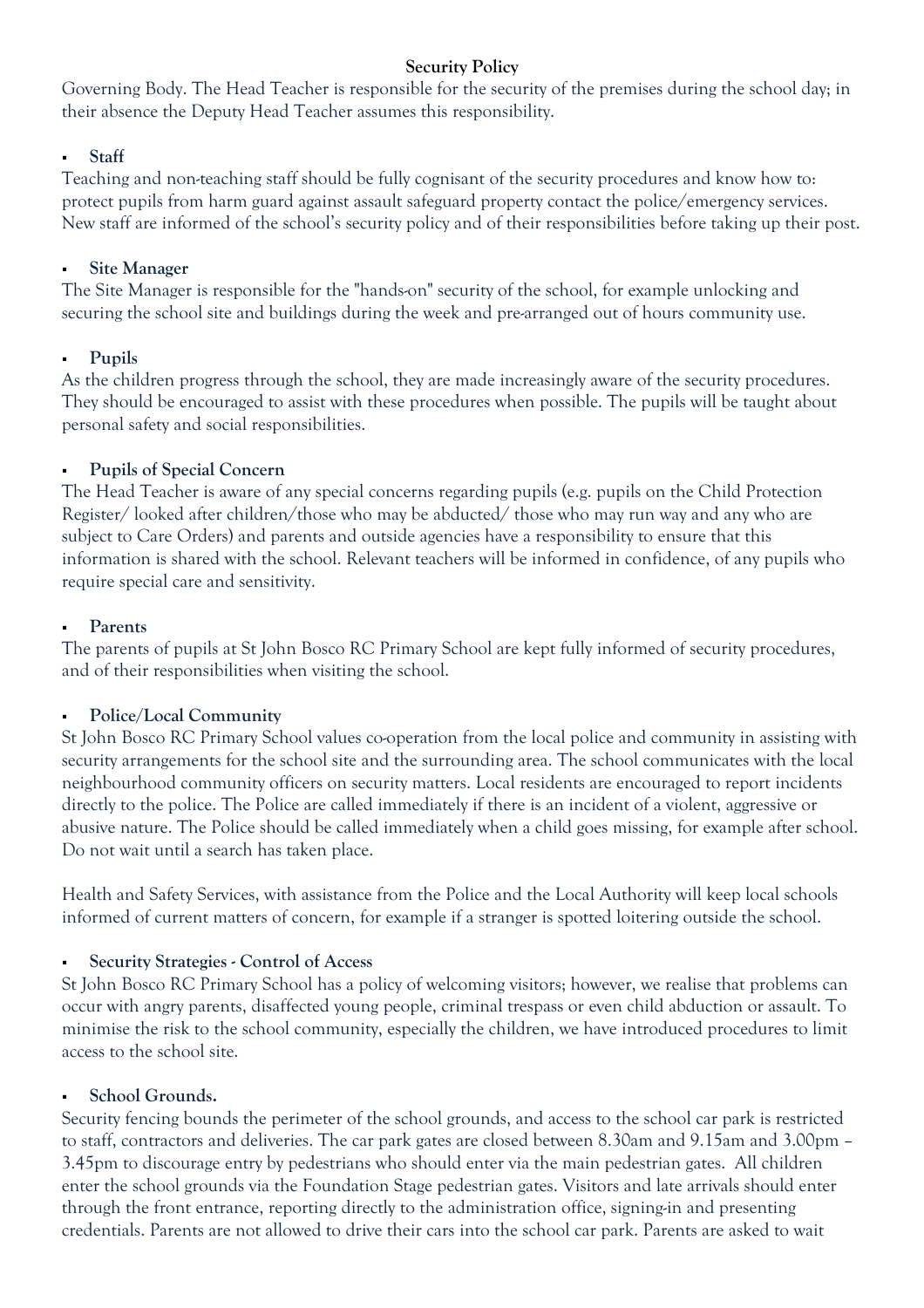**Security Policy**

Governing Body. The Head Teacher is responsible for the security of the premises during the school day; in their absence the Deputy Head Teacher assumes this responsibility.

- **Staff**

Teaching and non-teaching staff should be fully cognisant of the security procedures and know how to: protect pupils from harm guard against assault safeguard property contact the police/emergency services. New staff are informed of the school's security policy and of their responsibilities before taking up their post.

- **Site Manager**

The Site Manager is responsible for the "hands-on" security of the school, for example unlocking and securing the school site and buildings during the week and pre-arranged out of hours community use.

- **Pupils**

As the children progress through the school, they are made increasingly aware of the security procedures. They should be encouraged to assist with these procedures when possible. The pupils will be taught about personal safety and social responsibilities.

- **Pupils of Special Concern**

The Head Teacher is aware of any special concerns regarding pupils (e.g. pupils on the Child Protection Register/ looked after children/those who may be abducted/ those who may run way and any who are subject to Care Orders) and parents and outside agencies have a responsibility to ensure that this information is shared with the school. Relevant teachers will be informed in confidence, of any pupils who require special care and sensitivity.

- **Parents**

The parents of pupils at St John Bosco RC Primary School are kept fully informed of security procedures, and of their responsibilities when visiting the school.

- **Police/Local Community**

St John Bosco RC Primary School values co-operation from the local police and community in assisting with security arrangements for the school site and the surrounding area. The school communicates with the local neighbourhood community officers on security matters. Local residents are encouraged to report incidents directly to the police. The Police are called immediately if there is an incident of a violent, aggressive or abusive nature. The Police should be called immediately when a child goes missing, for example after school. Do not wait until a search has taken place.

Health and Safety Services, with assistance from the Police and the Local Authority will keep local schools informed of current matters of concern, for example if a stranger is spotted loitering outside the school.

- **Security Strategies - Control of Access**

St John Bosco RC Primary School has a policy of welcoming visitors; however, we realise that problems can occur with angry parents, disaffected young people, criminal trespass or even child abduction or assault. To minimise the risk to the school community, especially the children, we have introduced procedures to limit access to the school site.

- **School Grounds.**

Security fencing bounds the perimeter of the school grounds, and access to the school car park is restricted to staff, contractors and deliveries. The car park gates are closed between 8.30am and 9.15am and 3.00pm – 3.45pm to discourage entry by pedestrians who should enter via the main pedestrian gates. All children enter the school grounds via the Foundation Stage pedestrian gates. Visitors and late arrivals should enter through the front entrance, reporting directly to the administration office, signing-in and presenting credentials. Parents are not allowed to drive their cars into the school car park. Parents are asked to wait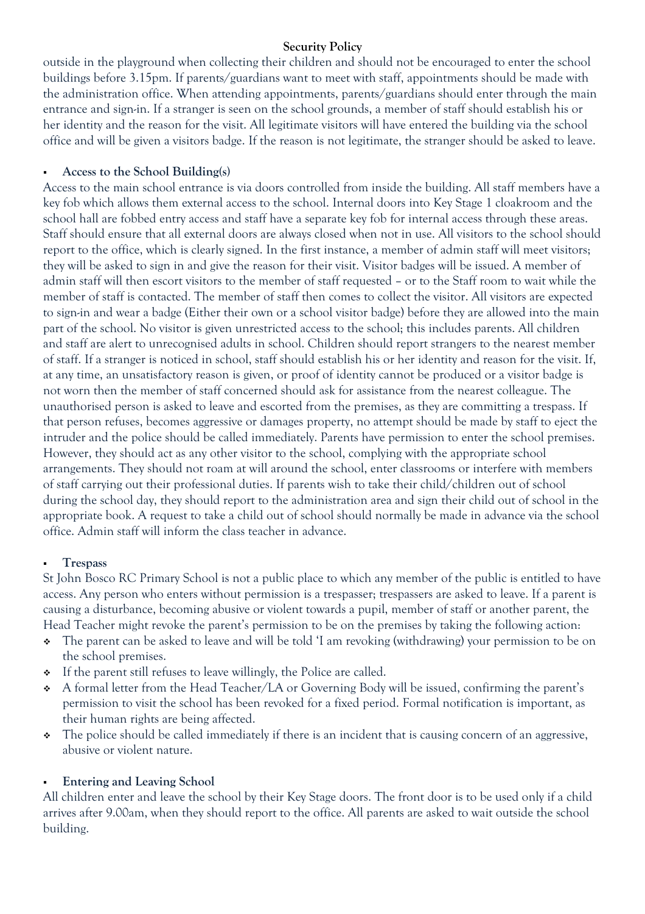outside in the playground when collecting their children and should not be encouraged to enter the school buildings before 3.15pm. If parents/guardians want to meet with staff, appointments should be made with the administration office. When attending appointments, parents/guardians should enter through the main entrance and sign-in. If a stranger is seen on the school grounds, a member of staff should establish his or her identity and the reason for the visit. All legitimate visitors will have entered the building via the school office and will be given a visitors badge. If the reason is not legitimate, the stranger should be asked to leave.

- **Access to the School Building(s)**

Access to the main school entrance is via doors controlled from inside the building. All staff members have a key fob which allows them external access to the school. Internal doors into Key Stage 1 cloakroom and the school hall are fobbed entry access and staff have a separate key fob for internal access through these areas. Staff should ensure that all external doors are always closed when not in use. All visitors to the school should report to the office, which is clearly signed. In the first instance, a member of admin staff will meet visitors; they will be asked to sign in and give the reason for their visit. Visitor badges will be issued. A member of admin staff will then escort visitors to the member of staff requested – or to the Staff room to wait while the member of staff is contacted. The member of staff then comes to collect the visitor. All visitors are expected to sign-in and wear a badge (Either their own or a school visitor badge) before they are allowed into the main part of the school. No visitor is given unrestricted access to the school; this includes parents. All children and staff are alert to unrecognised adults in school. Children should report strangers to the nearest member of staff. If a stranger is noticed in school, staff should establish his or her identity and reason for the visit. If, at any time, an unsatisfactory reason is given, or proof of identity cannot be produced or a visitor badge is not worn then the member of staff concerned should ask for assistance from the nearest colleague. The unauthorised person is asked to leave and escorted from the premises, as they are committing a trespass. If that person refuses, becomes aggressive or damages property, no attempt should be made by staff to eject the intruder and the police should be called immediately. Parents have permission to enter the school premises. However, they should act as any other visitor to the school, complying with the appropriate school arrangements. They should not roam at will around the school, enter classrooms or interfere with members of staff carrying out their professional duties. If parents wish to take their child/children out of school during the school day, they should report to the administration area and sign their child out of school in the appropriate book. A request to take a child out of school should normally be made in advance via the school office. Admin staff will inform the class teacher in advance.

- **Trespass**

St John Bosco RC Primary School is not a public place to which any member of the public is entitled to have access. Any person who enters without permission is a trespasser; trespassers are asked to leave. If a parent is causing a disturbance, becoming abusive or violent towards a pupil, member of staff or another parent, the Head Teacher might revoke the parent's permission to be on the premises by taking the following action:

- The parent can be asked to leave and will be told 'I am revoking (withdrawing) your permission to be on the school premises.
- If the parent still refuses to leave willingly, the Police are called.
- A formal letter from the Head Teacher/LA or Governing Body will be issued, confirming the parent's permission to visit the school has been revoked for a fixed period. Formal notification is important, as their human rights are being affected.
- The police should be called immediately if there is an incident that is causing concern of an aggressive, abusive or violent nature.

- **Entering and Leaving School**

All children enter and leave the school by their Key Stage doors. The front door is to be used only if a child arrives after 9.00am, when they should report to the office. All parents are asked to wait outside the school building.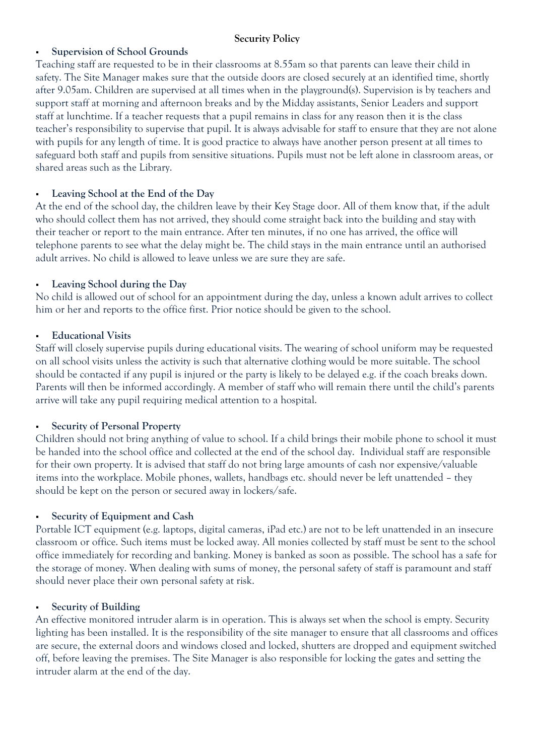## Security Policy

- **Supervision of School Grounds**

Teaching staff are requested to be in their classrooms at 8.55am so that parents can leave their child in safety. The Site Manager makes sure that the outside doors are closed securely at an identified time, shortly after 9.05am. Children are supervised at all times when in the playground(s). Supervision is by teachers and support staff at morning and afternoon breaks and by the Midday assistants, Senior Leaders and support staff at lunchtime. If a teacher requests that a pupil remains in class for any reason then it is the class teacher's responsibility to supervise that pupil. It is always advisable for staff to ensure that they are not alone with pupils for any length of time. It is good practice to always have another person present at all times to safeguard both staff and pupils from sensitive situations. Pupils must not be left alone in classroom areas, or shared areas such as the Library.

- **Leaving School at the End of the Day**

At the end of the school day, the children leave by their Key Stage door. All of them know that, if the adult who should collect them has not arrived, they should come straight back into the building and stay with their teacher or report to the main entrance. After ten minutes, if no one has arrived, the office will telephone parents to see what the delay might be. The child stays in the main entrance until an authorised adult arrives. No child is allowed to leave unless we are sure they are safe.

- **Leaving School during the Day**

No child is allowed out of school for an appointment during the day, unless a known adult arrives to collect him or her and reports to the office first. Prior notice should be given to the school.

- **Educational Visits**

Staff will closely supervise pupils during educational visits. The wearing of school uniform may be requested on all school visits unless the activity is such that alternative clothing would be more suitable. The school should be contacted if any pupil is injured or the party is likely to be delayed e.g. if the coach breaks down. Parents will then be informed accordingly. A member of staff who will remain there until the child's parents arrive will take any pupil requiring medical attention to a hospital.

- **Security of Personal Property**

Children should not bring anything of value to school. If a child brings their mobile phone to school it must be handed into the school office and collected at the end of the school day. Individual staff are responsible for their own property. It is advised that staff do not bring large amounts of cash nor expensive/valuable items into the workplace. Mobile phones, wallets, handbags etc. should never be left unattended – they should be kept on the person or secured away in lockers/safe.

- **Security of Equipment and Cash**

Portable ICT equipment (e.g. laptops, digital cameras, iPad etc.) are not to be left unattended in an insecure classroom or office. Such items must be locked away. All monies collected by staff must be sent to the school office immediately for recording and banking. Money is banked as soon as possible. The school has a safe for the storage of money. When dealing with sums of money, the personal safety of staff is paramount and staff should never place their own personal safety at risk.

- **Security of Building**

An effective monitored intruder alarm is in operation. This is always set when the school is empty. Security lighting has been installed. It is the responsibility of the site manager to ensure that all classrooms and offices are secure, the external doors and windows closed and locked, shutters are dropped and equipment switched off, before leaving the premises. The Site Manager is also responsible for locking the gates and setting the intruder alarm at the end of the day.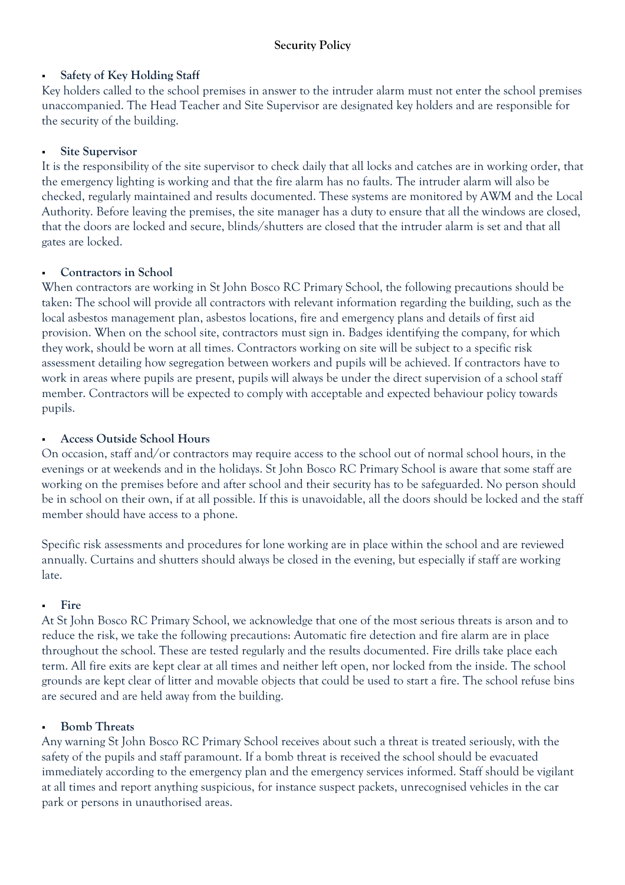**Security Policy**

- **Safety of Key Holding Staff**

Key holders called to the school premises in answer to the intruder alarm must not enter the school premises unaccompanied. The Head Teacher and Site Supervisor are designated key holders and are responsible for the security of the building.

- **Site Supervisor**

It is the responsibility of the site supervisor to check daily that all locks and catches are in working order, that the emergency lighting is working and that the fire alarm has no faults. The intruder alarm will also be checked, regularly maintained and results documented. These systems are monitored by AWM and the Local Authority. Before leaving the premises, the site manager has a duty to ensure that all the windows are closed, that the doors are locked and secure, blinds/shutters are closed that the intruder alarm is set and that all gates are locked.

- **Contractors in School**

When contractors are working in St John Bosco RC Primary School, the following precautions should be taken: The school will provide all contractors with relevant information regarding the building, such as the local asbestos management plan, asbestos locations, fire and emergency plans and details of first aid provision. When on the school site, contractors must sign in. Badges identifying the company, for which they work, should be worn at all times. Contractors working on site will be subject to a specific risk assessment detailing how segregation between workers and pupils will be achieved. If contractors have to work in areas where pupils are present, pupils will always be under the direct supervision of a school staff member. Contractors will be expected to comply with acceptable and expected behaviour policy towards pupils.

- **Access Outside School Hours**

On occasion, staff and/or contractors may require access to the school out of normal school hours, in the evenings or at weekends and in the holidays. St John Bosco RC Primary School is aware that some staff are working on the premises before and after school and their security has to be safeguarded. No person should be in school on their own, if at all possible. If this is unavoidable, all the doors should be locked and the staff member should have access to a phone.

Specific risk assessments and procedures for lone working are in place within the school and are reviewed annually. Curtains and shutters should always be closed in the evening, but especially if staff are working late.

- **Fire**

At St John Bosco RC Primary School, we acknowledge that one of the most serious threats is arson and to reduce the risk, we take the following precautions: Automatic fire detection and fire alarm are in place throughout the school. These are tested regularly and the results documented. Fire drills take place each term. All fire exits are kept clear at all times and neither left open, nor locked from the inside. The school grounds are kept clear of litter and movable objects that could be used to start a fire. The school refuse bins are secured and are held away from the building.

- **Bomb Threats**

Any warning St John Bosco RC Primary School receives about such a threat is treated seriously, with the safety of the pupils and staff paramount. If a bomb threat is received the school should be evacuated immediately according to the emergency plan and the emergency services informed. Staff should be vigilant at all times and report anything suspicious, for instance suspect packets, unrecognised vehicles in the car park or persons in unauthorised areas.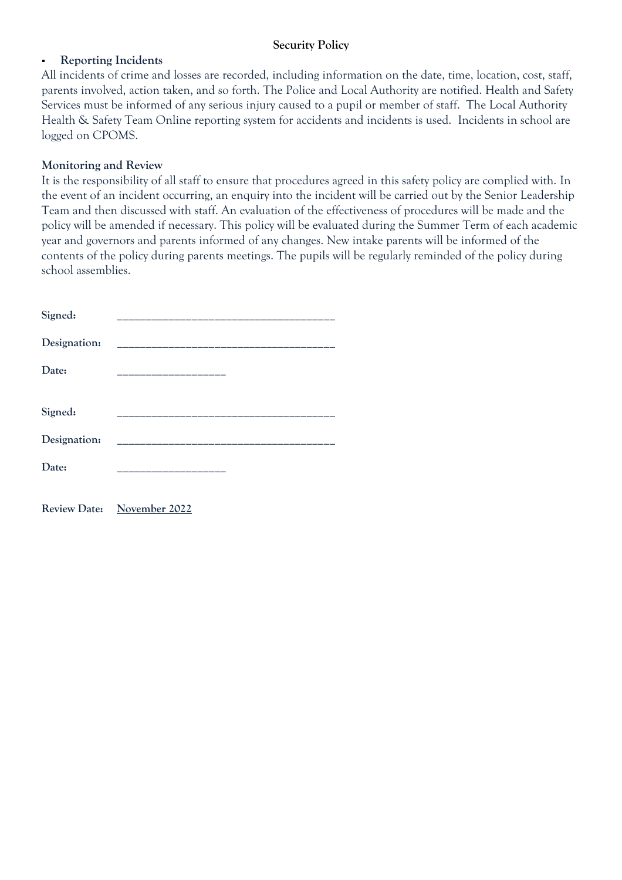**Security Policy**

- **Reporting Incidents**

All incidents of crime and losses are recorded, including information on the date, time, location, cost, staff, parents involved, action taken, and so forth. The Police and Local Authority are notified. Health and Safety Services must be informed of any serious injury caused to a pupil or member of staff. The Local Authority Health & Safety Team Online reporting system for accidents and incidents is used. Incidents in school are logged on CPOMS.

**Monitoring and Review**

It is the responsibility of all staff to ensure that procedures agreed in this safety policy are complied with. In the event of an incident occurring, an enquiry into the incident will be carried out by the Senior Leadership Team and then discussed with staff. An evaluation of the effectiveness of procedures will be made and the policy will be amended if necessary. This policy will be evaluated during the Summer Term of each academic year and governors and parents informed of any changes. New intake parents will be informed of the contents of the policy during parents meetings. The pupils will be regularly reminded of the policy during school assemblies.

**Signed:** ______________________________________

**Designation:** ______________________________________

**Date:** ___________________

**Signed:** ______________________________________

**Designation:** ______________________________________

**Date:** ___________________

**Review Date:** **November 2022**